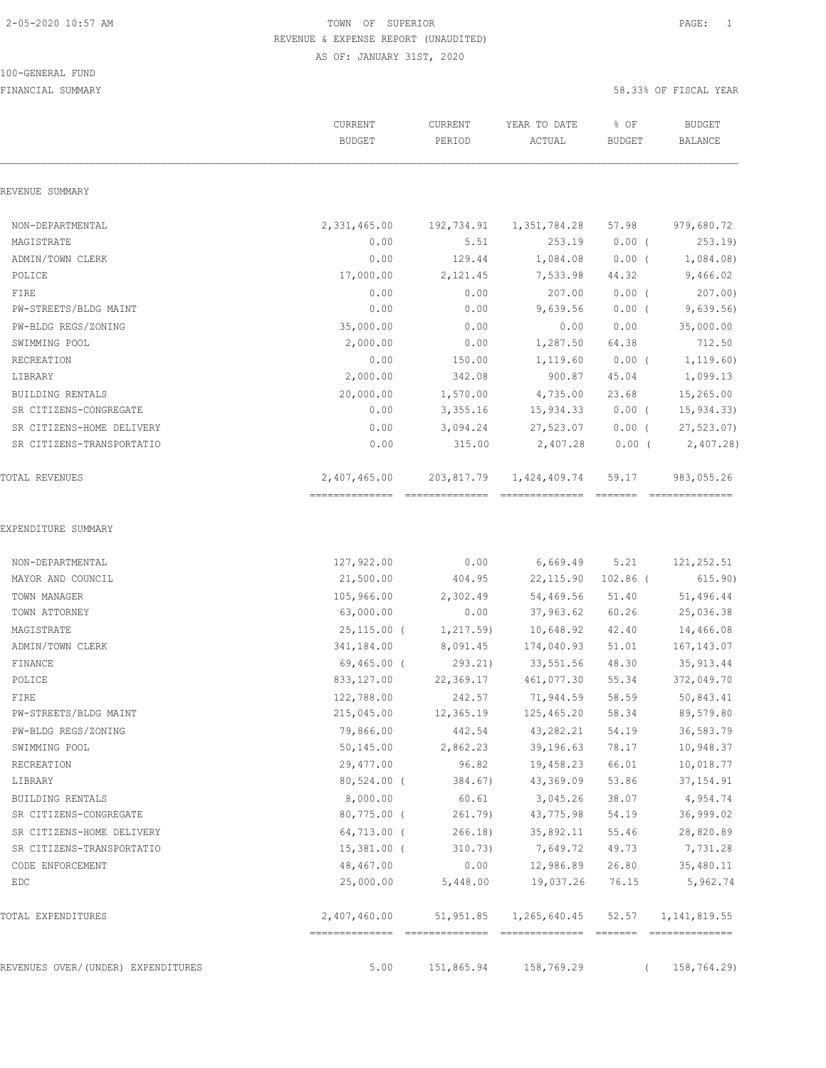TOWN OF SUPERIOR
REVENUE & EXPENSE REPORT (UNAUDITED)
AS OF: JANUARY 31ST, 2020

100-GENERAL FUND

FINANCIAL SUMMARY — 58.33% OF FISCAL YEAR

| | CURRENT BUDGET | CURRENT PERIOD | YEAR TO DATE ACTUAL | % OF BUDGET | BUDGET BALANCE |
|---|---|---|---|---|---|
| **REVENUE SUMMARY** | | | | | |
| NON-DEPARTMENTAL | 2,331,465.00 | 192,734.91 | 1,351,784.28 | 57.98 | 979,680.72 |
| MAGISTRATE | 0.00 | 5.51 | 253.19 | 0.00 | ( 253.19) |
| ADMIN/TOWN CLERK | 0.00 | 129.44 | 1,084.08 | 0.00 | ( 1,084.08) |
| POLICE | 17,000.00 | 2,121.45 | 7,533.98 | 44.32 | 9,466.02 |
| FIRE | 0.00 | 0.00 | 207.00 | 0.00 | ( 207.00) |
| PW-STREETS/BLDG MAINT | 0.00 | 0.00 | 9,639.56 | 0.00 | ( 9,639.56) |
| PW-BLDG REGS/ZONING | 35,000.00 | 0.00 | 0.00 | 0.00 | 35,000.00 |
| SWIMMING POOL | 2,000.00 | 0.00 | 1,287.50 | 64.38 | 712.50 |
| RECREATION | 0.00 | 150.00 | 1,119.60 | 0.00 | ( 1,119.60) |
| LIBRARY | 2,000.00 | 342.08 | 900.87 | 45.04 | 1,099.13 |
| BUILDING RENTALS | 20,000.00 | 1,570.00 | 4,735.00 | 23.68 | 15,265.00 |
| SR CITIZENS-CONGREGATE | 0.00 | 3,355.16 | 15,934.33 | 0.00 | ( 15,934.33) |
| SR CITIZENS-HOME DELIVERY | 0.00 | 3,094.24 | 27,523.07 | 0.00 | ( 27,523.07) |
| SR CITIZENS-TRANSPORTATIO | 0.00 | 315.00 | 2,407.28 | 0.00 | ( 2,407.28) |
| TOTAL REVENUES | 2,407,465.00 | 203,817.79 | 1,424,409.74 | 59.17 | 983,055.26 |
| **EXPENDITURE SUMMARY** | | | | | |
| NON-DEPARTMENTAL | 127,922.00 | 0.00 | 6,669.49 | 5.21 | 121,252.51 |
| MAYOR AND COUNCIL | 21,500.00 | 404.95 | 22,115.90 | 102.86 | ( 615.90) |
| TOWN MANAGER | 105,966.00 | 2,302.49 | 54,469.56 | 51.40 | 51,496.44 |
| TOWN ATTORNEY | 63,000.00 | 0.00 | 37,963.62 | 60.26 | 25,036.38 |
| MAGISTRATE | 25,115.00 | ( 1,217.59) | 10,648.92 | 42.40 | 14,466.08 |
| ADMIN/TOWN CLERK | 341,184.00 | 8,091.45 | 174,040.93 | 51.01 | 167,143.07 |
| FINANCE | 69,465.00 | ( 293.21) | 33,551.56 | 48.30 | 35,913.44 |
| POLICE | 833,127.00 | 22,369.17 | 461,077.30 | 55.34 | 372,049.70 |
| FIRE | 122,788.00 | 242.57 | 71,944.59 | 58.59 | 50,843.41 |
| PW-STREETS/BLDG MAINT | 215,045.00 | 12,365.19 | 125,465.20 | 58.34 | 89,579.80 |
| PW-BLDG REGS/ZONING | 79,866.00 | 442.54 | 43,282.21 | 54.19 | 36,583.79 |
| SWIMMING POOL | 50,145.00 | 2,862.23 | 39,196.63 | 78.17 | 10,948.37 |
| RECREATION | 29,477.00 | 96.82 | 19,458.23 | 66.01 | 10,018.77 |
| LIBRARY | 80,524.00 | ( 384.67) | 43,369.09 | 53.86 | 37,154.91 |
| BUILDING RENTALS | 8,000.00 | 60.61 | 3,045.26 | 38.07 | 4,954.74 |
| SR CITIZENS-CONGREGATE | 80,775.00 | ( 261.79) | 43,775.98 | 54.19 | 36,999.02 |
| SR CITIZENS-HOME DELIVERY | 64,713.00 | ( 266.18) | 35,892.11 | 55.46 | 28,820.89 |
| SR CITIZENS-TRANSPORTATIO | 15,381.00 | ( 310.73) | 7,649.72 | 49.73 | 7,731.28 |
| CODE ENFORCEMENT | 48,467.00 | 0.00 | 12,986.89 | 26.80 | 35,480.11 |
| EDC | 25,000.00 | 5,448.00 | 19,037.26 | 76.15 | 5,962.74 |
| TOTAL EXPENDITURES | 2,407,460.00 | 51,951.85 | 1,265,640.45 | 52.57 | 1,141,819.55 |
| REVENUES OVER/(UNDER) EXPENDITURES | 5.00 | 151,865.94 | 158,769.29 | | ( 158,764.29) |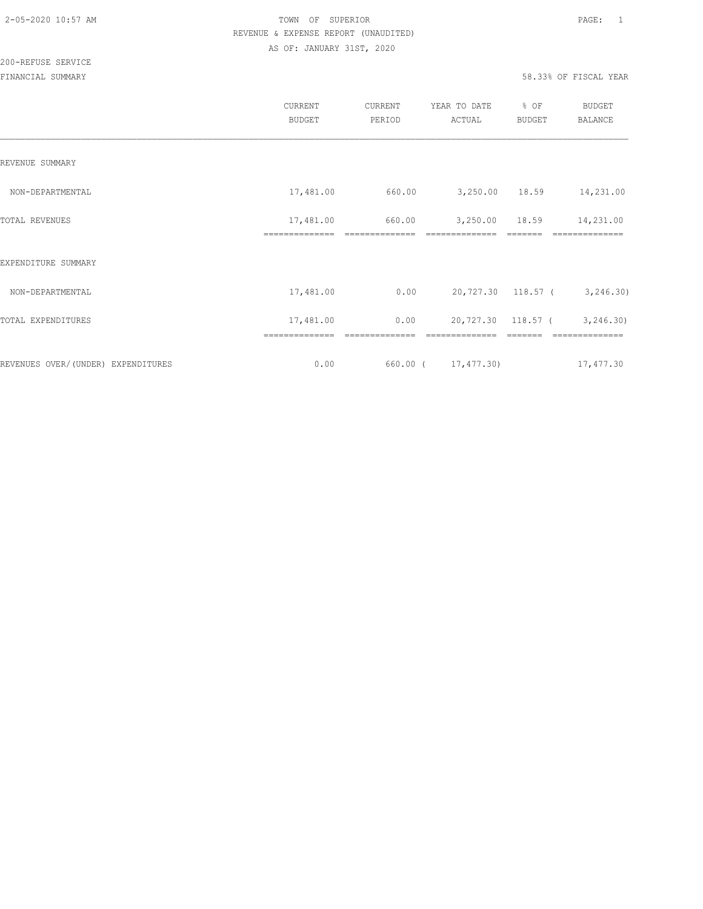TOWN OF SUPERIOR
REVENUE & EXPENSE REPORT (UNAUDITED)
AS OF: JANUARY 31ST, 2020

200-REFUSE SERVICE

FINANCIAL SUMMARY

58.33% OF FISCAL YEAR

| | CURRENT BUDGET | CURRENT PERIOD | YEAR TO DATE ACTUAL | % OF BUDGET | BUDGET BALANCE |
|---|---|---|---|---|---|
| REVENUE SUMMARY | | | | | |
| NON-DEPARTMENTAL | 17,481.00 | 660.00 | 3,250.00 | 18.59 | 14,231.00 |
| TOTAL REVENUES | 17,481.00 | 660.00 | 3,250.00 | 18.59 | 14,231.00 |
| EXPENDITURE SUMMARY | | | | | |
| NON-DEPARTMENTAL | 17,481.00 | 0.00 | 20,727.30 | 118.57 | ( 3,246.30) |
| TOTAL EXPENDITURES | 17,481.00 | 0.00 | 20,727.30 | 118.57 | ( 3,246.30) |
| REVENUES OVER/(UNDER) EXPENDITURES | 0.00 | 660.00 | ( 17,477.30) | | 17,477.30 |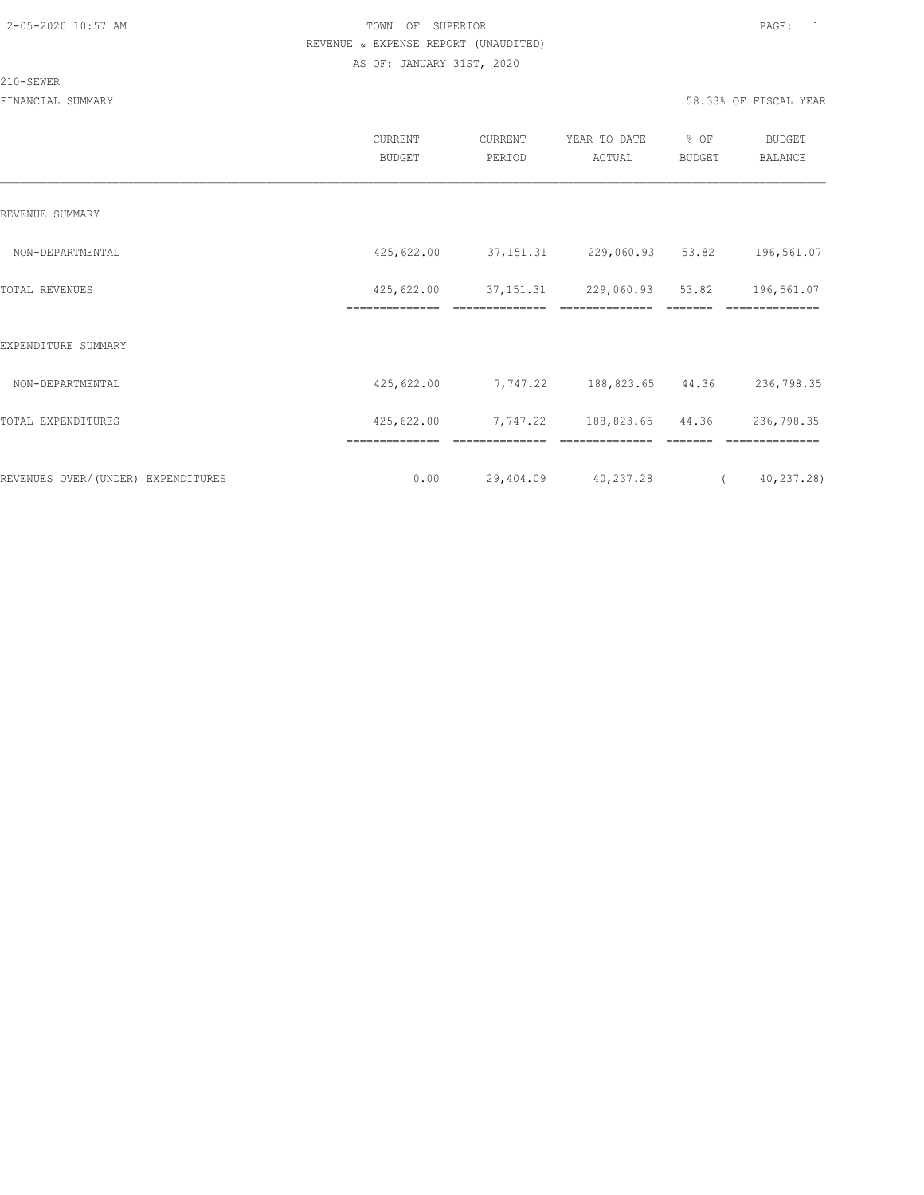TOWN OF SUPERIOR
REVENUE & EXPENSE REPORT (UNAUDITED)
AS OF: JANUARY 31ST, 2020

210-SEWER

FINANCIAL SUMMARY

58.33% OF FISCAL YEAR

| | CURRENT BUDGET | CURRENT PERIOD | YEAR TO DATE ACTUAL | % OF BUDGET | BUDGET BALANCE |
|---|---|---|---|---|---|
| REVENUE SUMMARY | | | | | |
| NON-DEPARTMENTAL | 425,622.00 | 37,151.31 | 229,060.93 | 53.82 | 196,561.07 |
| TOTAL REVENUES | 425,622.00 | 37,151.31 | 229,060.93 | 53.82 | 196,561.07 |
| EXPENDITURE SUMMARY | | | | | |
| NON-DEPARTMENTAL | 425,622.00 | 7,747.22 | 188,823.65 | 44.36 | 236,798.35 |
| TOTAL EXPENDITURES | 425,622.00 | 7,747.22 | 188,823.65 | 44.36 | 236,798.35 |
| REVENUES OVER/(UNDER) EXPENDITURES | 0.00 | 29,404.09 | 40,237.28 | | ( 40,237.28) |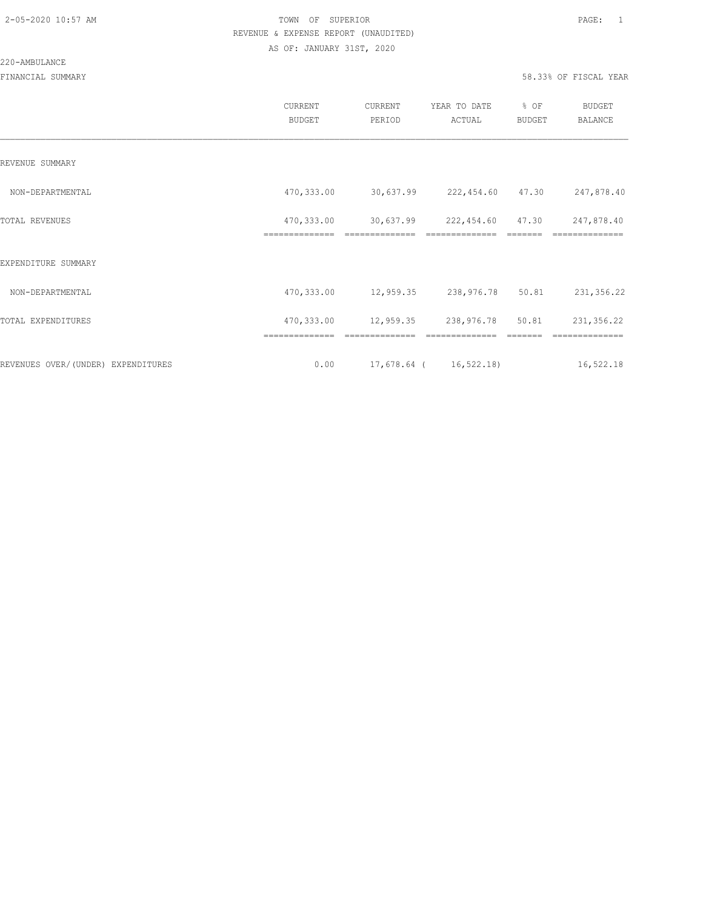TOWN OF SUPERIOR

REVENUE & EXPENSE REPORT (UNAUDITED)

AS OF: JANUARY 31ST, 2020

220-AMBULANCE

FINANCIAL SUMMARY

58.33% OF FISCAL YEAR

| | CURRENT BUDGET | CURRENT PERIOD | YEAR TO DATE ACTUAL | % OF BUDGET | BUDGET BALANCE |
|---|---|---|---|---|---|
| REVENUE SUMMARY | | | | | |
| NON-DEPARTMENTAL | 470,333.00 | 30,637.99 | 222,454.60 | 47.30 | 247,878.40 |
| TOTAL REVENUES | 470,333.00 | 30,637.99 | 222,454.60 | 47.30 | 247,878.40 |
| EXPENDITURE SUMMARY | | | | | |
| NON-DEPARTMENTAL | 470,333.00 | 12,959.35 | 238,976.78 | 50.81 | 231,356.22 |
| TOTAL EXPENDITURES | 470,333.00 | 12,959.35 | 238,976.78 | 50.81 | 231,356.22 |
| REVENUES OVER/(UNDER) EXPENDITURES | 0.00 | 17,678.64 | ( 16,522.18) | | 16,522.18 |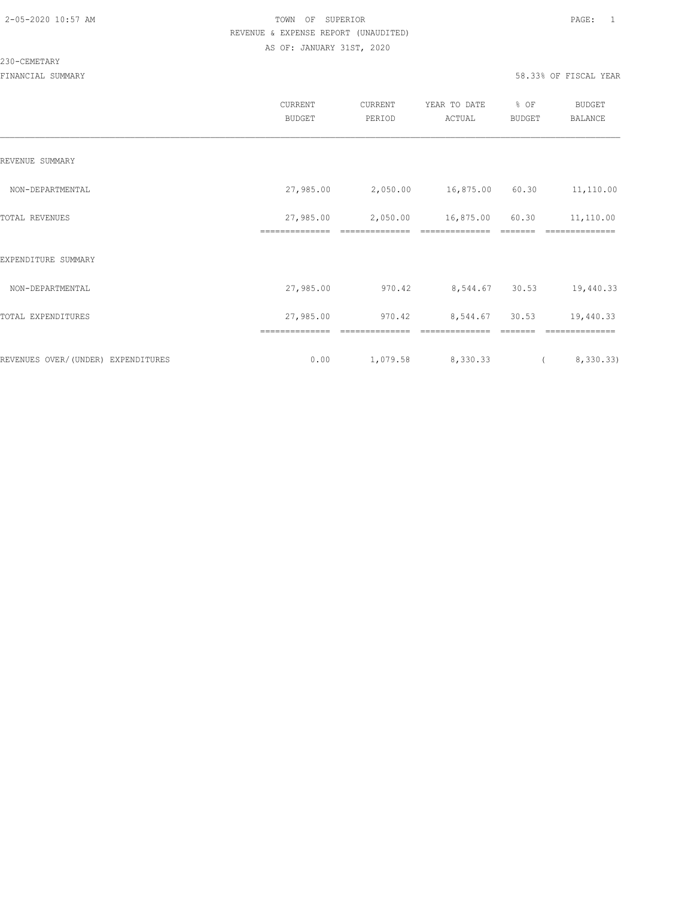TOWN OF SUPERIOR

REVENUE & EXPENSE REPORT (UNAUDITED)

AS OF: JANUARY 31ST, 2020

230-CEMETARY

FINANCIAL SUMMARY

58.33% OF FISCAL YEAR

| | CURRENT BUDGET | CURRENT PERIOD | YEAR TO DATE ACTUAL | % OF BUDGET | BUDGET BALANCE |
|---|---|---|---|---|---|
| REVENUE SUMMARY | | | | | |
| NON-DEPARTMENTAL | 27,985.00 | 2,050.00 | 16,875.00 | 60.30 | 11,110.00 |
| TOTAL REVENUES | 27,985.00 | 2,050.00 | 16,875.00 | 60.30 | 11,110.00 |
| EXPENDITURE SUMMARY | | | | | |
| NON-DEPARTMENTAL | 27,985.00 | 970.42 | 8,544.67 | 30.53 | 19,440.33 |
| TOTAL EXPENDITURES | 27,985.00 | 970.42 | 8,544.67 | 30.53 | 19,440.33 |
| REVENUES OVER/(UNDER) EXPENDITURES | 0.00 | 1,079.58 | 8,330.33 | | ( 8,330.33) |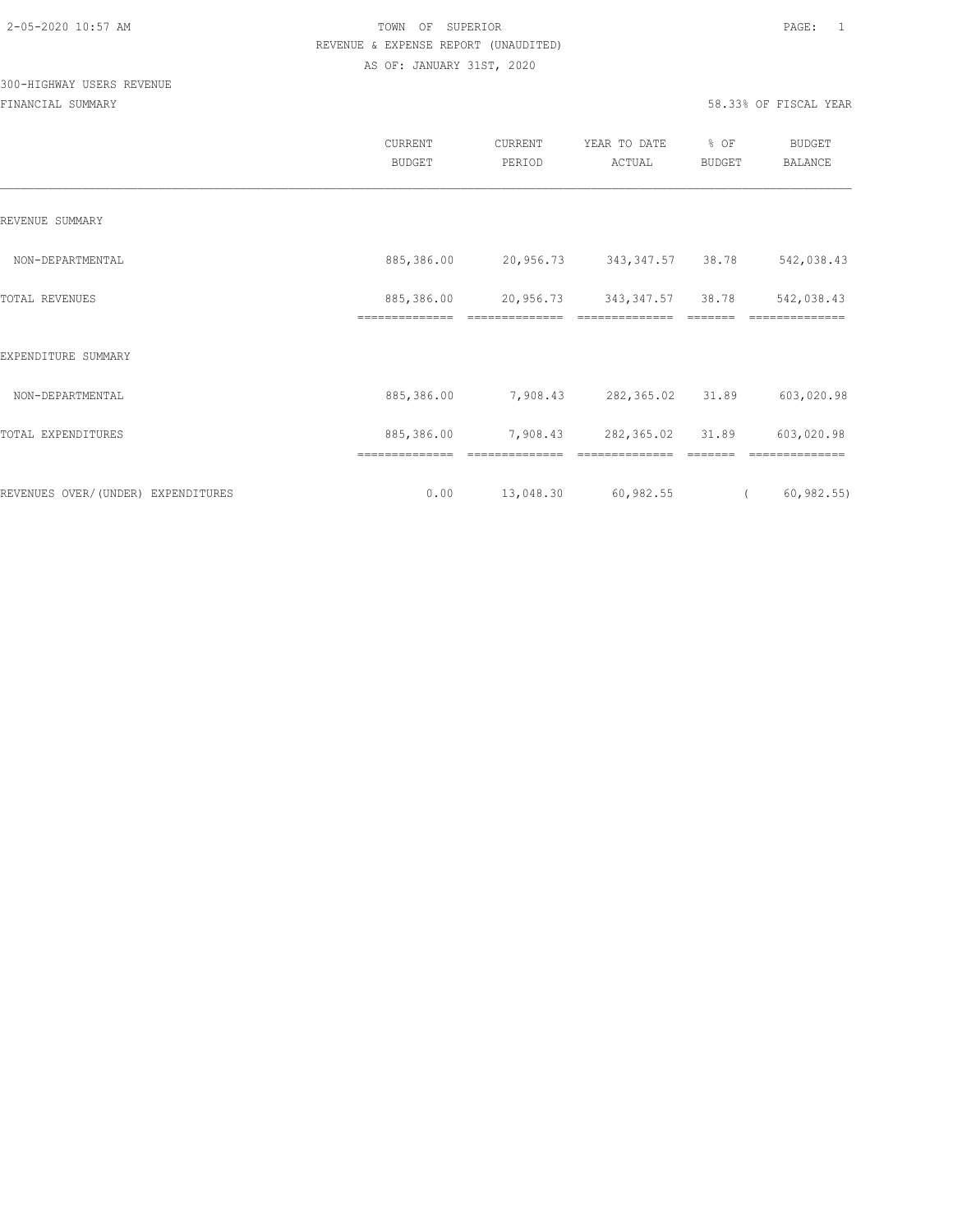TOWN OF SUPERIOR

REVENUE & EXPENSE REPORT (UNAUDITED)

AS OF: JANUARY 31ST, 2020

300-HIGHWAY USERS REVENUE

FINANCIAL SUMMARY

58.33% OF FISCAL YEAR

| | CURRENT BUDGET | CURRENT PERIOD | YEAR TO DATE ACTUAL | % OF BUDGET | BUDGET BALANCE |
|---|---|---|---|---|---|
| REVENUE SUMMARY | | | | | |
| NON-DEPARTMENTAL | 885,386.00 | 20,956.73 | 343,347.57 | 38.78 | 542,038.43 |
| TOTAL REVENUES | 885,386.00 | 20,956.73 | 343,347.57 | 38.78 | 542,038.43 |
| EXPENDITURE SUMMARY | | | | | |
| NON-DEPARTMENTAL | 885,386.00 | 7,908.43 | 282,365.02 | 31.89 | 603,020.98 |
| TOTAL EXPENDITURES | 885,386.00 | 7,908.43 | 282,365.02 | 31.89 | 603,020.98 |
| REVENUES OVER/(UNDER) EXPENDITURES | 0.00 | 13,048.30 | 60,982.55 | | ( 60,982.55) |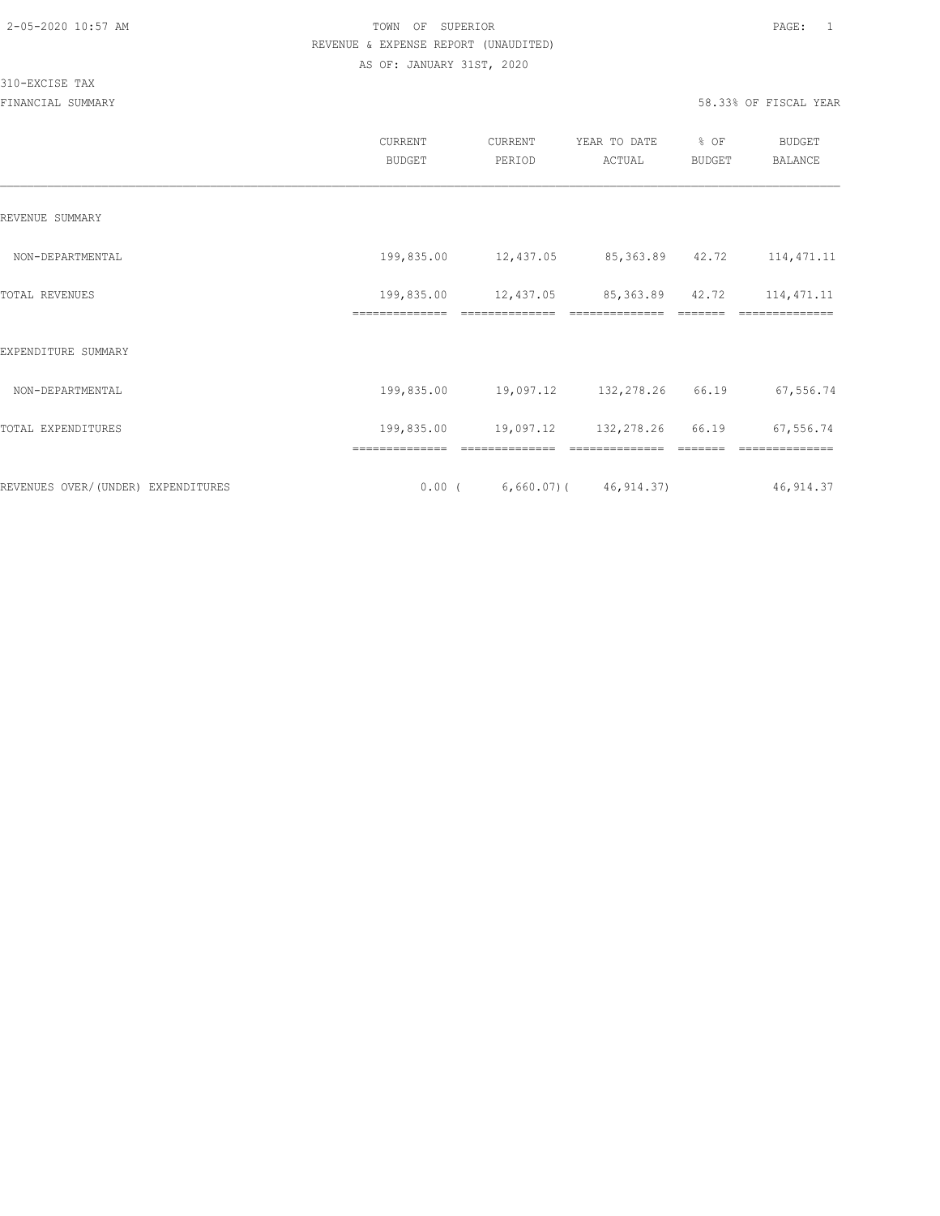TOWN OF SUPERIOR
REVENUE & EXPENSE REPORT (UNAUDITED)
AS OF: JANUARY 31ST, 2020

310-EXCISE TAX
FINANCIAL SUMMARY

58.33% OF FISCAL YEAR

| | CURRENT BUDGET | CURRENT PERIOD | YEAR TO DATE ACTUAL | % OF BUDGET | BUDGET BALANCE |
|---|---|---|---|---|---|
| REVENUE SUMMARY | | | | | |
| NON-DEPARTMENTAL | 199,835.00 | 12,437.05 | 85,363.89 | 42.72 | 114,471.11 |
| TOTAL REVENUES | 199,835.00 | 12,437.05 | 85,363.89 | 42.72 | 114,471.11 |
| EXPENDITURE SUMMARY | | | | | |
| NON-DEPARTMENTAL | 199,835.00 | 19,097.12 | 132,278.26 | 66.19 | 67,556.74 |
| TOTAL EXPENDITURES | 199,835.00 | 19,097.12 | 132,278.26 | 66.19 | 67,556.74 |
| REVENUES OVER/(UNDER) EXPENDITURES | 0.00 | ( 6,660.07) | ( 46,914.37) | | 46,914.37 |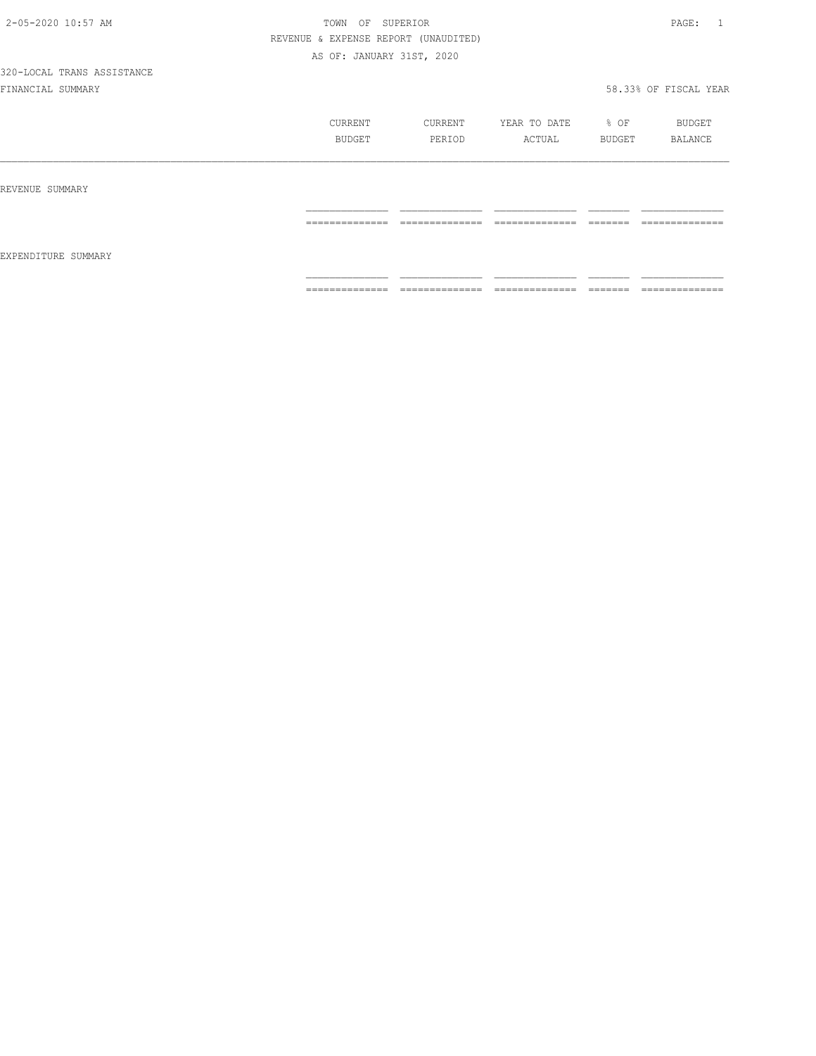TOWN OF SUPERIOR

REVENUE & EXPENSE REPORT (UNAUDITED)

AS OF: JANUARY 31ST, 2020

320-LOCAL TRANS ASSISTANCE

FINANCIAL SUMMARY

58.33% OF FISCAL YEAR

| | CURRENT BUDGET | CURRENT PERIOD | YEAR TO DATE ACTUAL | % OF BUDGET | BUDGET BALANCE |
|---|---|---|---|---|---|
| REVENUE SUMMARY | | | | | |
| EXPENDITURE SUMMARY | | | | | |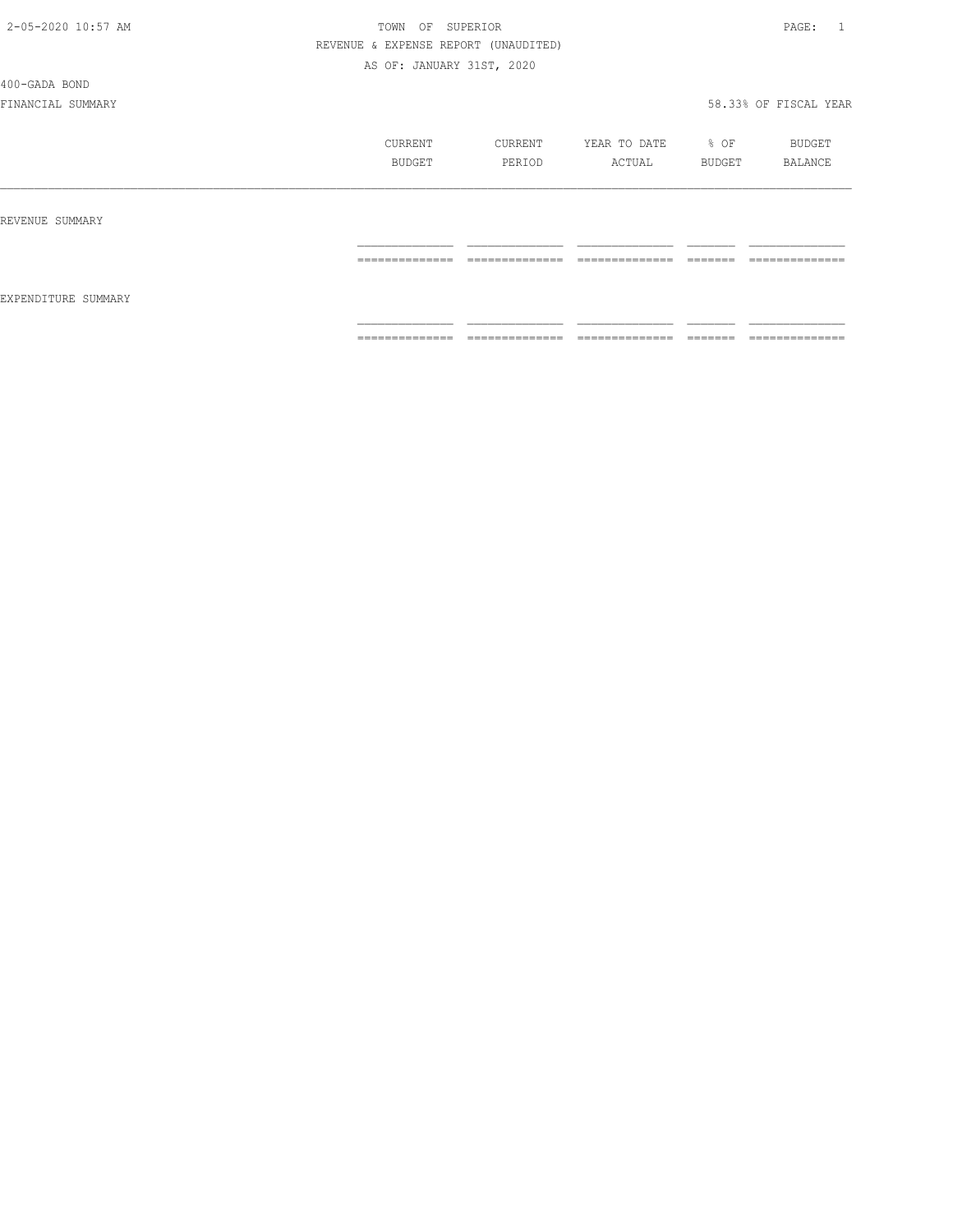TOWN OF SUPERIOR

REVENUE & EXPENSE REPORT (UNAUDITED)

AS OF: JANUARY 31ST, 2020

400-GADA BOND

FINANCIAL SUMMARY

58.33% OF FISCAL YEAR

| | CURRENT BUDGET | CURRENT PERIOD | YEAR TO DATE ACTUAL | % OF BUDGET | BUDGET BALANCE |
|---|---|---|---|---|---|
| REVENUE SUMMARY | | | | | |
| EXPENDITURE SUMMARY | | | | | |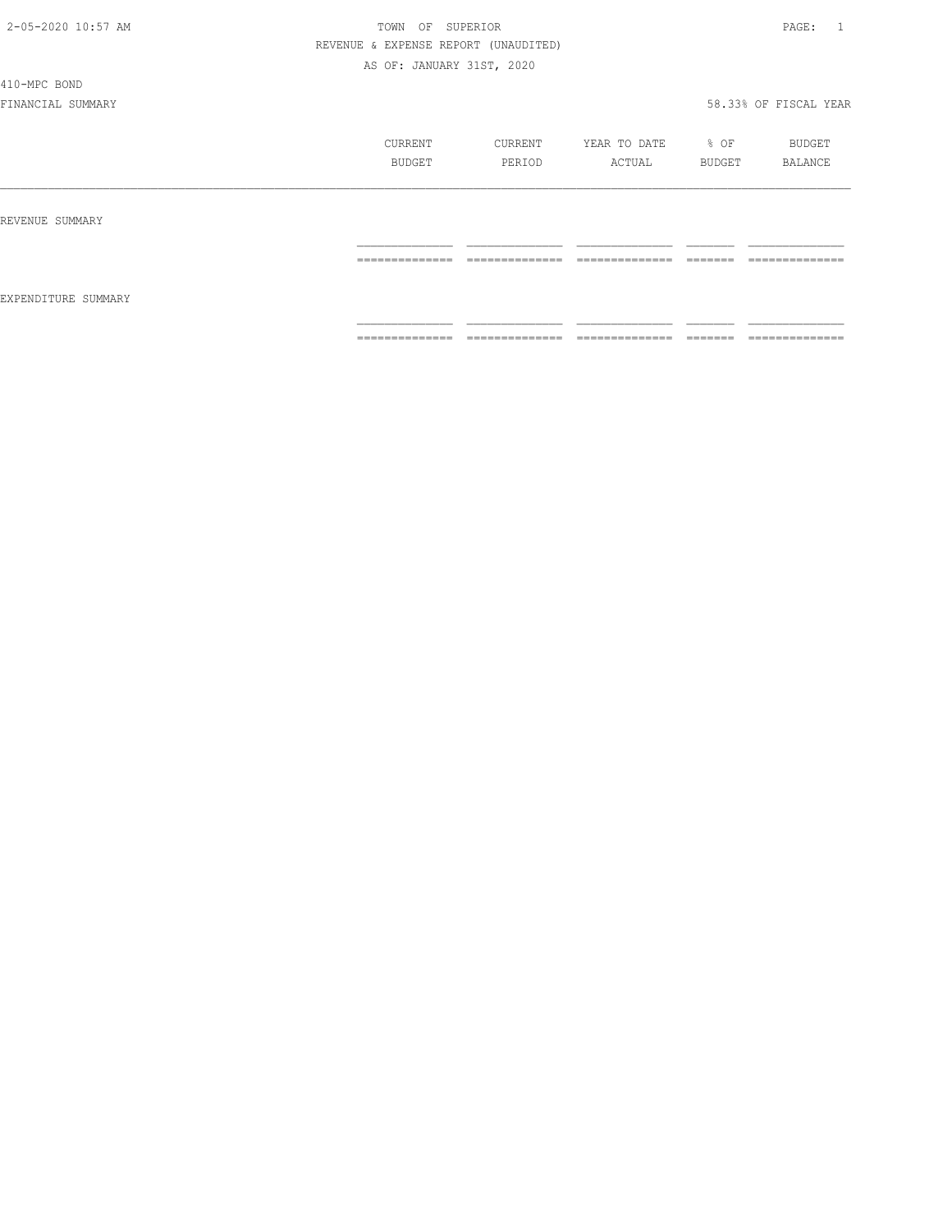TOWN OF SUPERIOR

REVENUE & EXPENSE REPORT (UNAUDITED)

AS OF: JANUARY 31ST, 2020

410-MPC BOND

FINANCIAL SUMMARY

58.33% OF FISCAL YEAR

| | CURRENT BUDGET | CURRENT PERIOD | YEAR TO DATE ACTUAL | % OF BUDGET | BUDGET BALANCE |
|---|---|---|---|---|---|
| REVENUE SUMMARY | | | | | |
| EXPENDITURE SUMMARY | | | | | |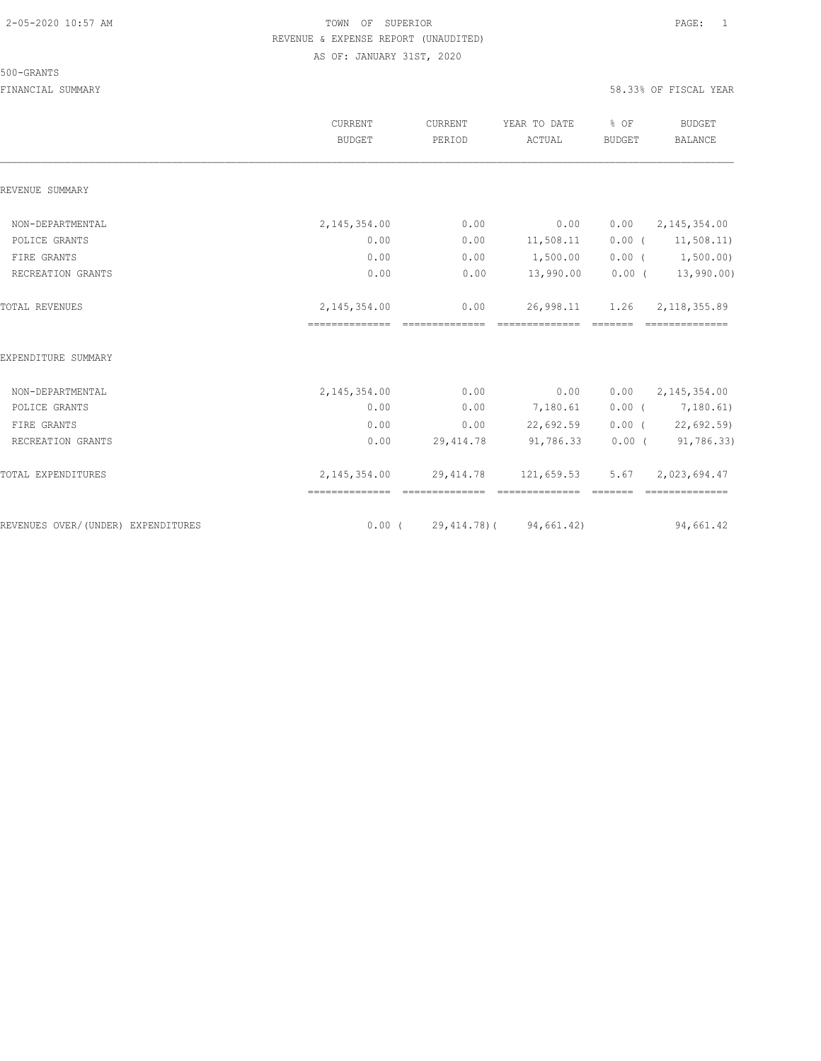TOWN OF SUPERIOR
REVENUE & EXPENSE REPORT (UNAUDITED)
AS OF: JANUARY 31ST, 2020

500-GRANTS

FINANCIAL SUMMARY 58.33% OF FISCAL YEAR

| | CURRENT BUDGET | CURRENT PERIOD | YEAR TO DATE ACTUAL | % OF BUDGET | BUDGET BALANCE |
|---|---|---|---|---|---|
| **REVENUE SUMMARY** | | | | | |
| NON-DEPARTMENTAL | 2,145,354.00 | 0.00 | 0.00 | 0.00 | 2,145,354.00 |
| POLICE GRANTS | 0.00 | 0.00 | 11,508.11 | 0.00 | ( 11,508.11) |
| FIRE GRANTS | 0.00 | 0.00 | 1,500.00 | 0.00 | ( 1,500.00) |
| RECREATION GRANTS | 0.00 | 0.00 | 13,990.00 | 0.00 | ( 13,990.00) |
| TOTAL REVENUES | 2,145,354.00 | 0.00 | 26,998.11 | 1.26 | 2,118,355.89 |
| **EXPENDITURE SUMMARY** | | | | | |
| NON-DEPARTMENTAL | 2,145,354.00 | 0.00 | 0.00 | 0.00 | 2,145,354.00 |
| POLICE GRANTS | 0.00 | 0.00 | 7,180.61 | 0.00 | ( 7,180.61) |
| FIRE GRANTS | 0.00 | 0.00 | 22,692.59 | 0.00 | ( 22,692.59) |
| RECREATION GRANTS | 0.00 | 29,414.78 | 91,786.33 | 0.00 | ( 91,786.33) |
| TOTAL EXPENDITURES | 2,145,354.00 | 29,414.78 | 121,659.53 | 5.67 | 2,023,694.47 |
| REVENUES OVER/(UNDER) EXPENDITURES | 0.00 | ( 29,414.78) | ( 94,661.42) | | 94,661.42 |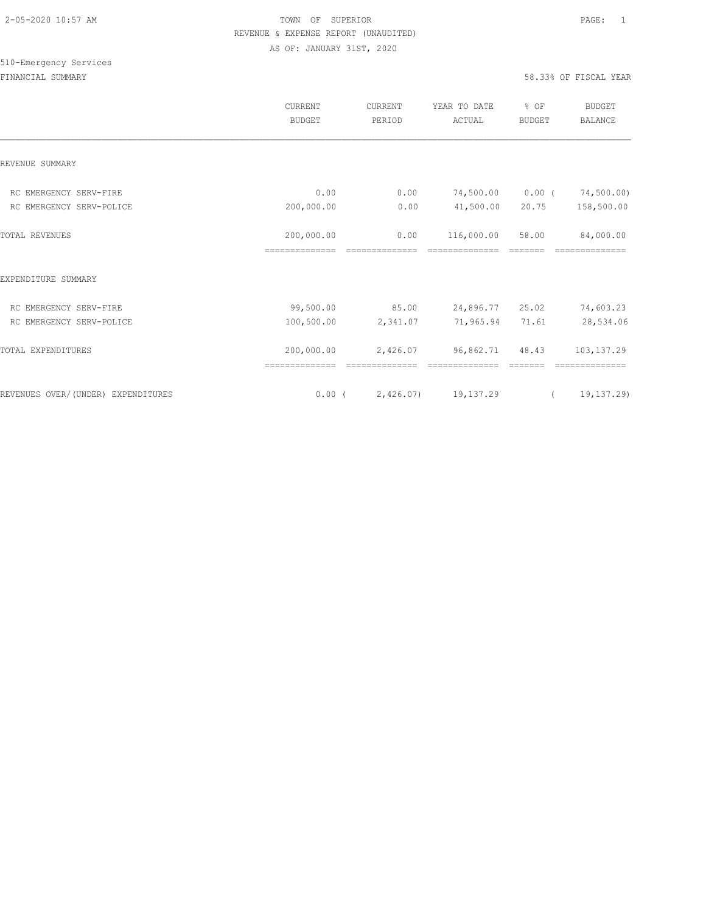TOWN OF SUPERIOR
REVENUE & EXPENSE REPORT (UNAUDITED)
AS OF: JANUARY 31ST, 2020

510-Emergency Services

FINANCIAL SUMMARY — 58.33% OF FISCAL YEAR

| | CURRENT BUDGET | CURRENT PERIOD | YEAR TO DATE ACTUAL | % OF BUDGET | BUDGET BALANCE |
|---|---|---|---|---|---|
| **REVENUE SUMMARY** | | | | | |
| RC EMERGENCY SERV-FIRE | 0.00 | 0.00 | 74,500.00 | 0.00 | ( 74,500.00) |
| RC EMERGENCY SERV-POLICE | 200,000.00 | 0.00 | 41,500.00 | 20.75 | 158,500.00 |
| TOTAL REVENUES | 200,000.00 | 0.00 | 116,000.00 | 58.00 | 84,000.00 |
| **EXPENDITURE SUMMARY** | | | | | |
| RC EMERGENCY SERV-FIRE | 99,500.00 | 85.00 | 24,896.77 | 25.02 | 74,603.23 |
| RC EMERGENCY SERV-POLICE | 100,500.00 | 2,341.07 | 71,965.94 | 71.61 | 28,534.06 |
| TOTAL EXPENDITURES | 200,000.00 | 2,426.07 | 96,862.71 | 48.43 | 103,137.29 |
| REVENUES OVER/(UNDER) EXPENDITURES | 0.00 | ( 2,426.07) | 19,137.29 | | ( 19,137.29) |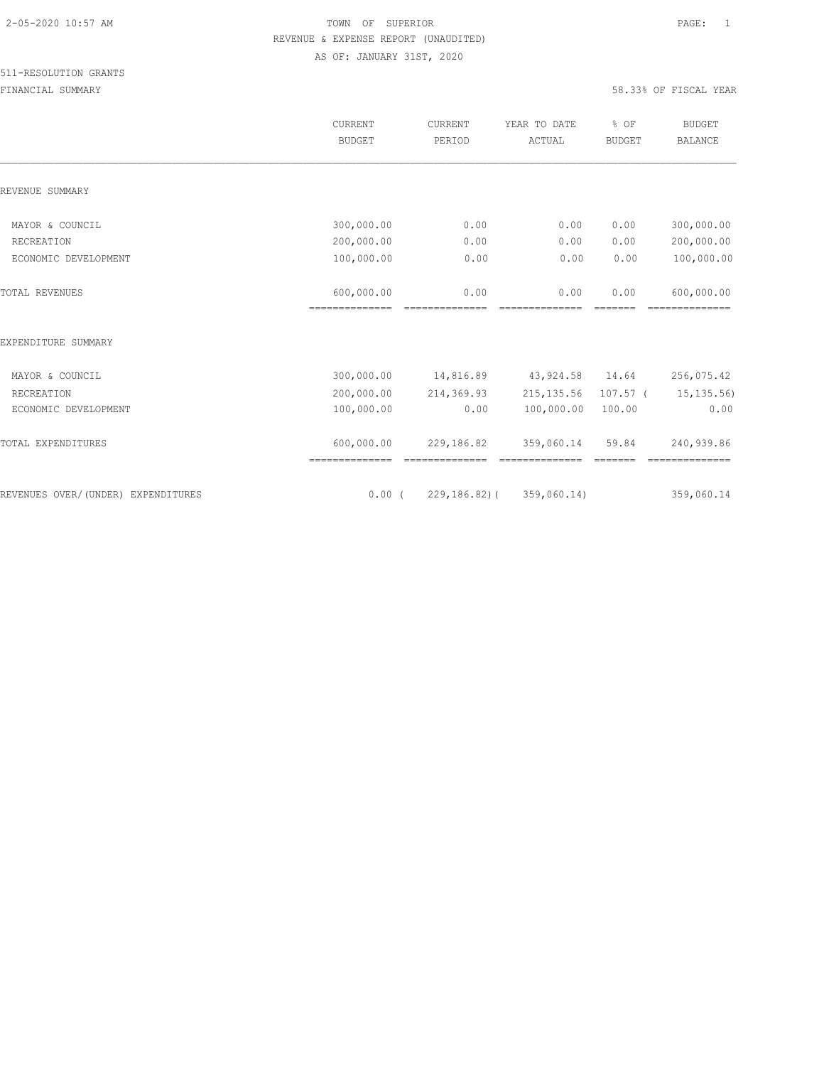TOWN OF SUPERIOR
REVENUE & EXPENSE REPORT (UNAUDITED)
AS OF: JANUARY 31ST, 2020

511-RESOLUTION GRANTS
FINANCIAL SUMMARY — 58.33% OF FISCAL YEAR

| | CURRENT BUDGET | CURRENT PERIOD | YEAR TO DATE ACTUAL | % OF BUDGET | BUDGET BALANCE |
|---|---|---|---|---|---|
| **REVENUE SUMMARY** | | | | | |
| MAYOR & COUNCIL | 300,000.00 | 0.00 | 0.00 | 0.00 | 300,000.00 |
| RECREATION | 200,000.00 | 0.00 | 0.00 | 0.00 | 200,000.00 |
| ECONOMIC DEVELOPMENT | 100,000.00 | 0.00 | 0.00 | 0.00 | 100,000.00 |
| TOTAL REVENUES | 600,000.00 | 0.00 | 0.00 | 0.00 | 600,000.00 |
| **EXPENDITURE SUMMARY** | | | | | |
| MAYOR & COUNCIL | 300,000.00 | 14,816.89 | 43,924.58 | 14.64 | 256,075.42 |
| RECREATION | 200,000.00 | 214,369.93 | 215,135.56 | 107.57 | ( 15,135.56) |
| ECONOMIC DEVELOPMENT | 100,000.00 | 0.00 | 100,000.00 | 100.00 | 0.00 |
| TOTAL EXPENDITURES | 600,000.00 | 229,186.82 | 359,060.14 | 59.84 | 240,939.86 |
| REVENUES OVER/(UNDER) EXPENDITURES | 0.00 | ( 229,186.82) | ( 359,060.14) | | 359,060.14 |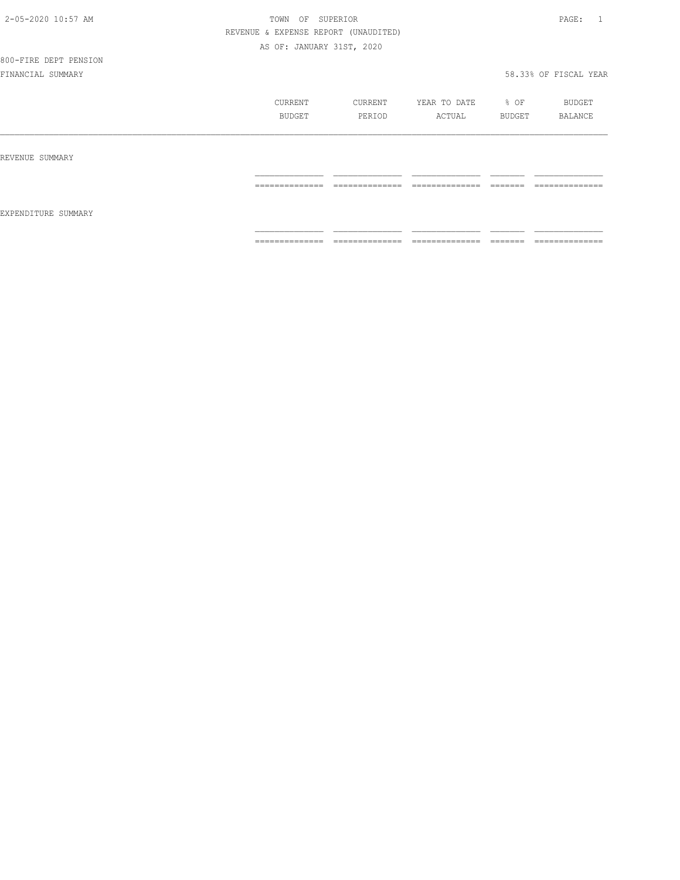TOWN OF SUPERIOR

REVENUE & EXPENSE REPORT (UNAUDITED)

AS OF: JANUARY 31ST, 2020

800-FIRE DEPT PENSION

FINANCIAL SUMMARY

58.33% OF FISCAL YEAR

| | CURRENT BUDGET | CURRENT PERIOD | YEAR TO DATE ACTUAL | % OF BUDGET | BUDGET BALANCE |
|---|---|---|---|---|---|
| REVENUE SUMMARY | | | | | |
| | | | | | |
| EXPENDITURE SUMMARY | | | | | |
| | | | | | |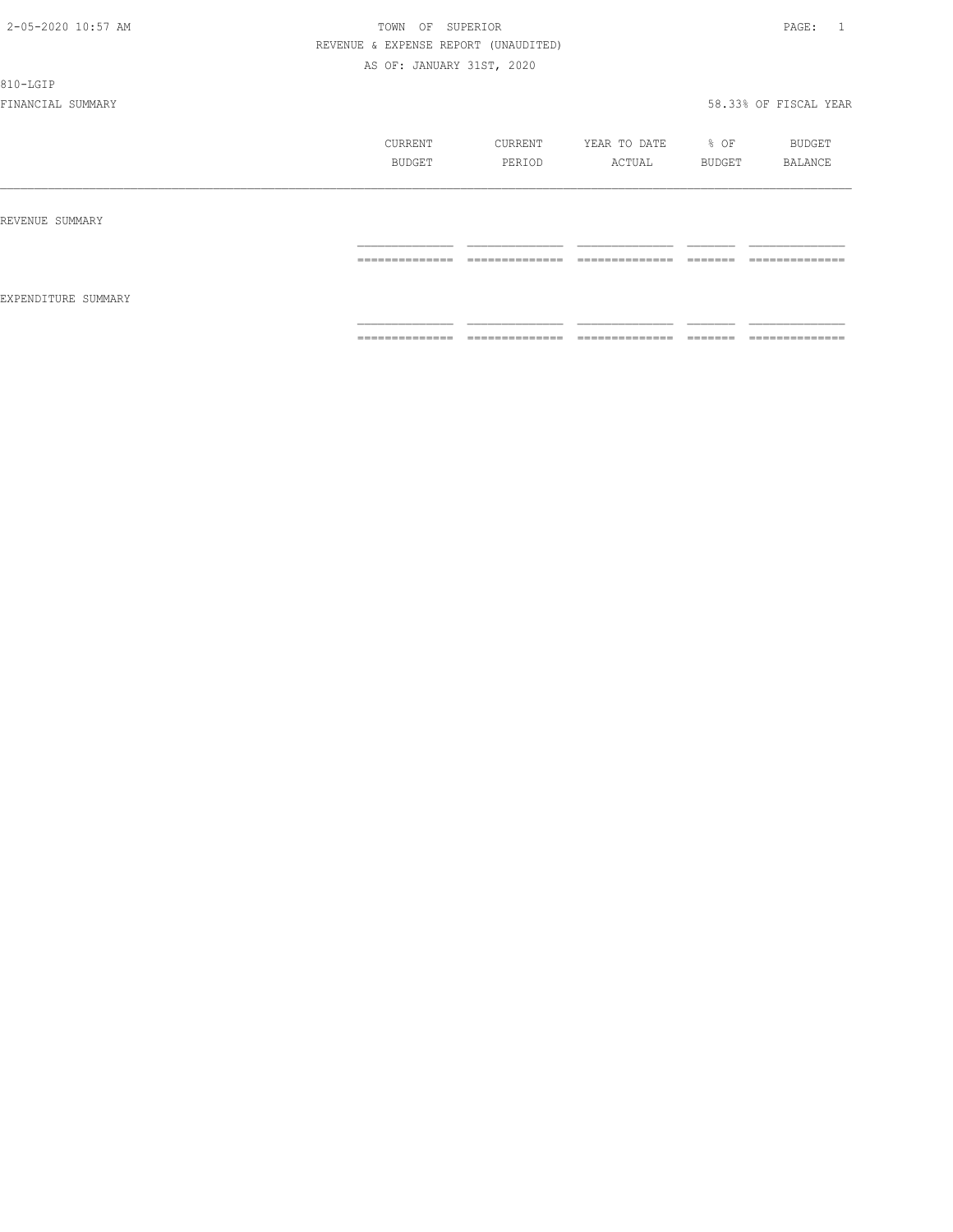TOWN OF SUPERIOR

REVENUE & EXPENSE REPORT (UNAUDITED)

AS OF: JANUARY 31ST, 2020

810-LGIP

FINANCIAL SUMMARY 58.33% OF FISCAL YEAR

| | CURRENT BUDGET | CURRENT PERIOD | YEAR TO DATE ACTUAL | % OF BUDGET | BUDGET BALANCE |
|---|---|---|---|---|---|
| REVENUE SUMMARY | | | | | |
| EXPENDITURE SUMMARY | | | | | |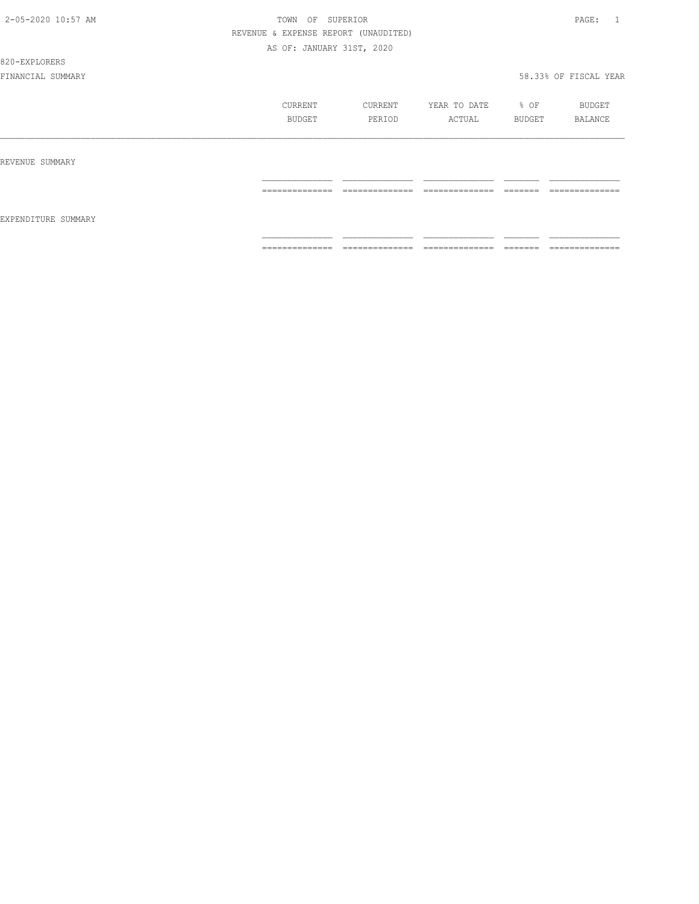TOWN OF SUPERIOR
REVENUE & EXPENSE REPORT (UNAUDITED)
AS OF: JANUARY 31ST, 2020

820-EXPLORERS

FINANCIAL SUMMARY 58.33% OF FISCAL YEAR

| | CURRENT BUDGET | CURRENT PERIOD | YEAR TO DATE ACTUAL | % OF BUDGET | BUDGET BALANCE |
|---|---|---|---|---|---|
| REVENUE SUMMARY | | | | | |
| EXPENDITURE SUMMARY | | | | | |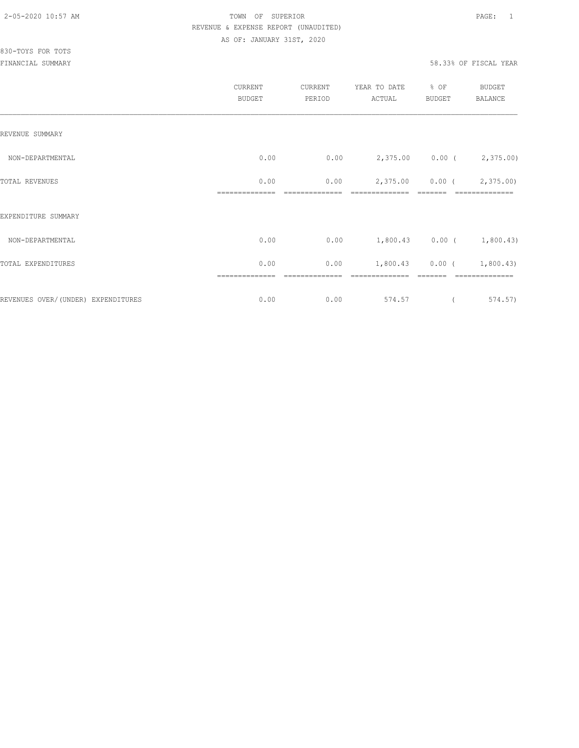TOWN OF SUPERIOR
REVENUE & EXPENSE REPORT (UNAUDITED)
AS OF: JANUARY 31ST, 2020

830-TOYS FOR TOTS

FINANCIAL SUMMARY 58.33% OF FISCAL YEAR

| | CURRENT BUDGET | CURRENT PERIOD | YEAR TO DATE ACTUAL | % OF BUDGET | BUDGET BALANCE |
|---|---|---|---|---|---|
| REVENUE SUMMARY | | | | | |
| NON-DEPARTMENTAL | 0.00 | 0.00 | 2,375.00 | 0.00 | ( 2,375.00) |
| TOTAL REVENUES | 0.00 | 0.00 | 2,375.00 | 0.00 | ( 2,375.00) |
| EXPENDITURE SUMMARY | | | | | |
| NON-DEPARTMENTAL | 0.00 | 0.00 | 1,800.43 | 0.00 | ( 1,800.43) |
| TOTAL EXPENDITURES | 0.00 | 0.00 | 1,800.43 | 0.00 | ( 1,800.43) |
| REVENUES OVER/(UNDER) EXPENDITURES | 0.00 | 0.00 | 574.57 | | ( 574.57) |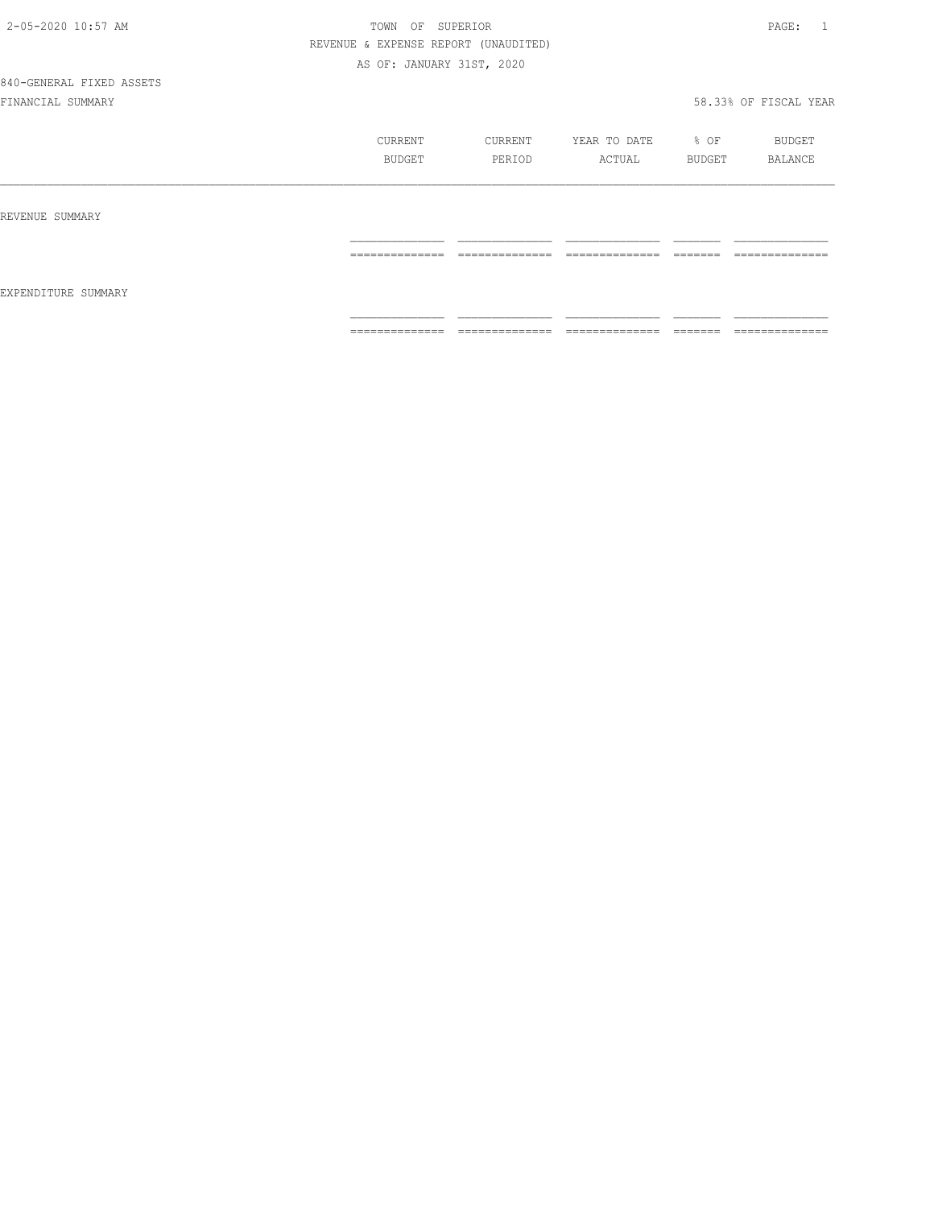2-05-2020 10:57 AM TOWN OF SUPERIOR

REVENUE & EXPENSE REPORT (UNAUDITED)

AS OF: JANUARY 31ST, 2020

840-GENERAL FIXED ASSETS

FINANCIAL SUMMARY 58.33% OF FISCAL YEAR

| | CURRENT BUDGET | CURRENT PERIOD | YEAR TO DATE ACTUAL | % OF BUDGET | BUDGET BALANCE |
|---|---|---|---|---|---|
| REVENUE SUMMARY | | | | | |
| EXPENDITURE SUMMARY | | | | | |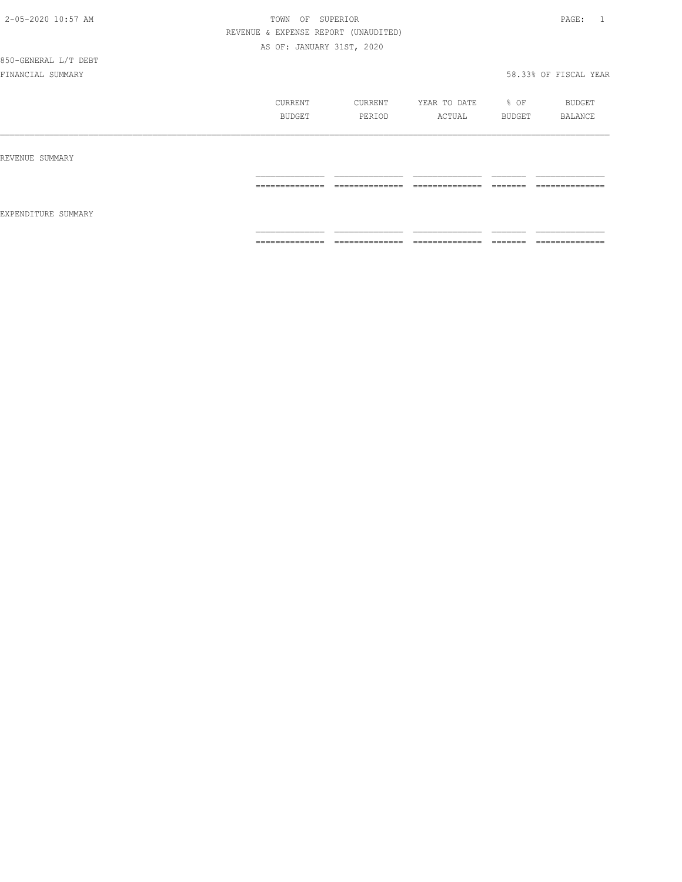TOWN OF SUPERIOR

REVENUE & EXPENSE REPORT (UNAUDITED)

AS OF: JANUARY 31ST, 2020

850-GENERAL L/T DEBT

FINANCIAL SUMMARY

58.33% OF FISCAL YEAR

| | CURRENT BUDGET | CURRENT PERIOD | YEAR TO DATE ACTUAL | % OF BUDGET | BUDGET BALANCE |
|---|---|---|---|---|---|
| REVENUE SUMMARY | | | | | |
| | | | | | |
| EXPENDITURE SUMMARY | | | | | |
| | | | | | |